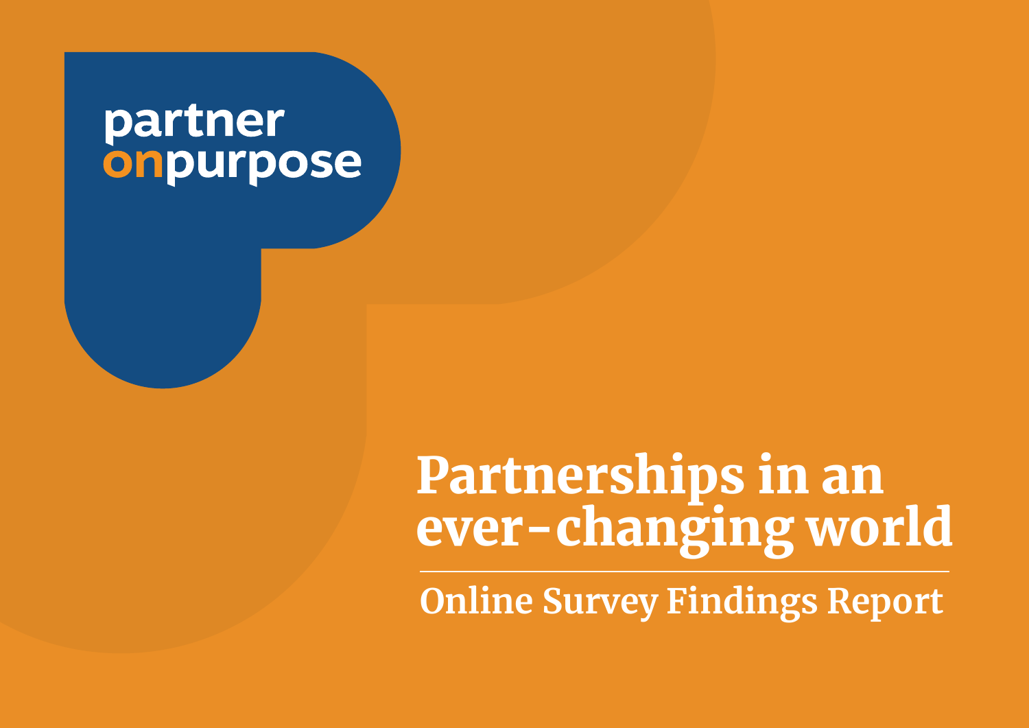partner
onpurpose

# Partnerships in an ever-changing world

## Online Survey Findings Report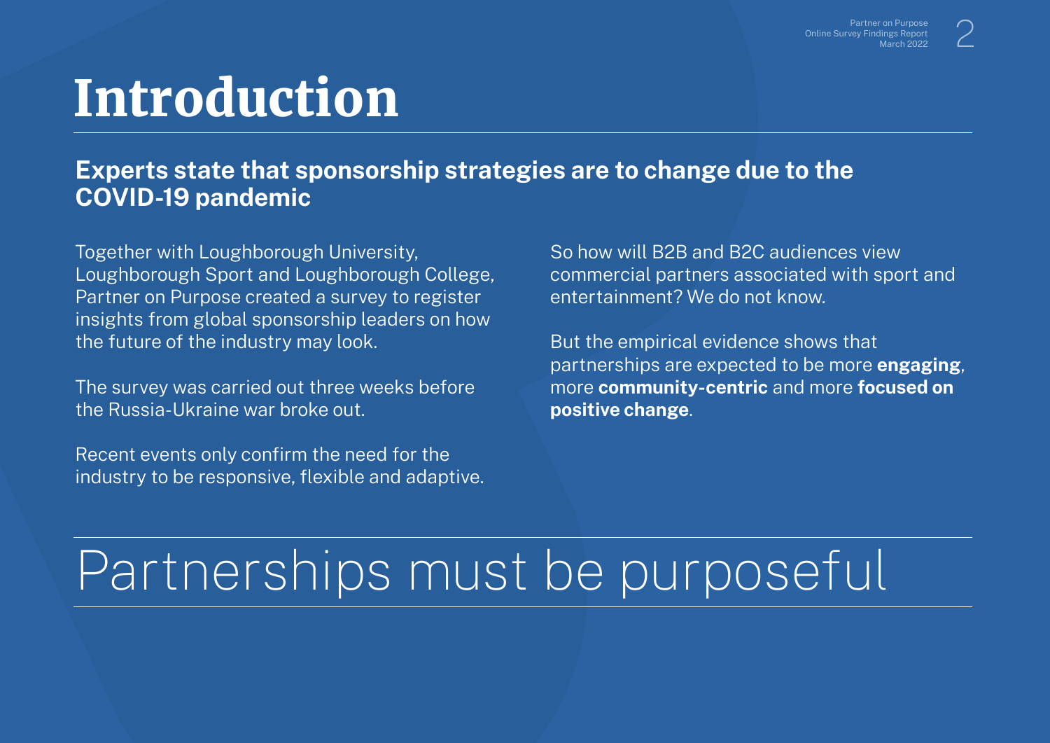# Introduction

## Experts state that sponsorship strategies are to change due to the COVID-19 pandemic

Together with Loughborough University, Loughborough Sport and Loughborough College, Partner on Purpose created a survey to register insights from global sponsorship leaders on how the future of the industry may look.

The survey was carried out three weeks before the Russia-Ukraine war broke out.

Recent events only confirm the need for the industry to be responsive, flexible and adaptive.

So how will B2B and B2C audiences view commercial partners associated with sport and entertainment? We do not know.

But the empirical evidence shows that partnerships are expected to be more **engaging**, more **community-centric** and more **focused on positive change**.

# Partnerships must be purposeful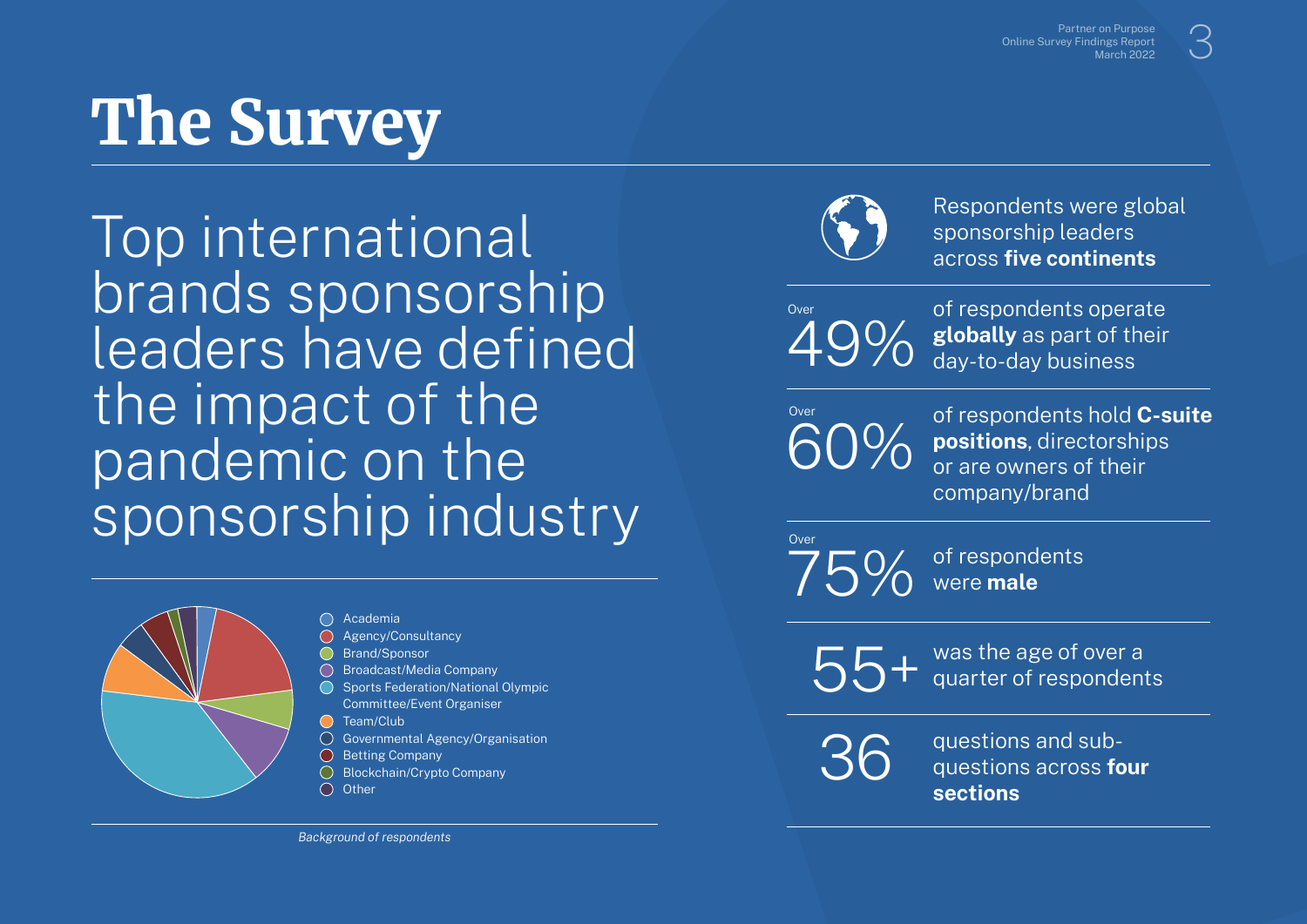# The Survey

Top international brands sponsorship leaders have defined the impact of the pandemic on the sponsorship industry

- Academia
- Agency/Consultancy
- Brand/Sponsor
- Broadcast/Media Company
- Sports Federation/National Olympic Committee/Event Organiser
- Team/Club
- Governmental Agency/Organisation
- Betting Company
- Blockchain/Crypto Company
- Other

*Background of respondents*

Respondents were global sponsorship leaders across **five continents**

Over 49% of respondents operate **globally** as part of their day-to-day business

Over 60% of respondents hold **C-suite positions**, directorships or are owners of their company/brand

Over 75% of respondents were **male**

55+ was the age of over a quarter of respondents

36 questions and sub-questions across **four sections**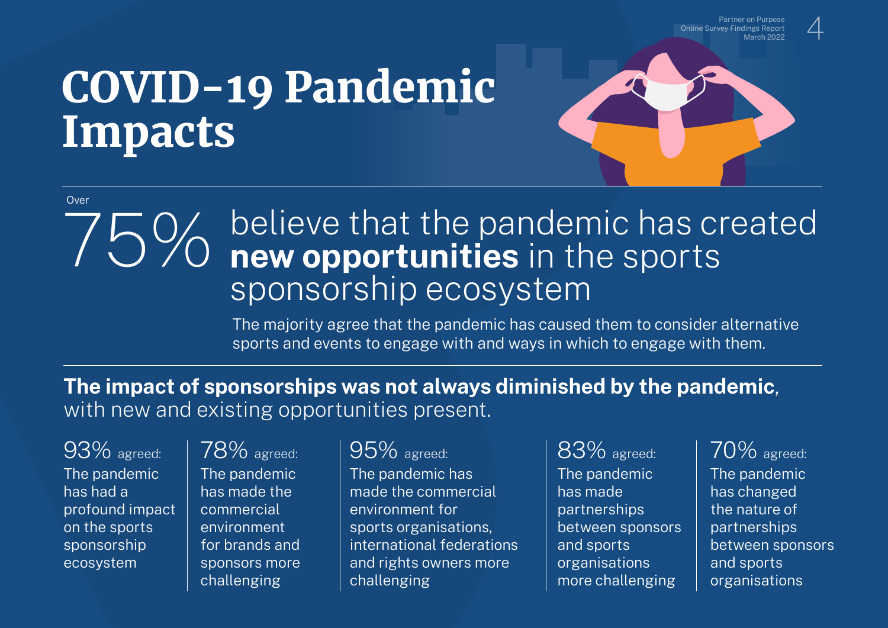# COVID-19 Pandemic Impacts

Over

75% believe that the pandemic has created **new opportunities** in the sports sponsorship ecosystem

The majority agree that the pandemic has caused them to consider alternative sports and events to engage with and ways in which to engage with them.

**The impact of sponsorships was not always diminished by the pandemic**, with new and existing opportunities present.

93% agreed: The pandemic has had a profound impact on the sports sponsorship ecosystem

78% agreed: The pandemic has made the commercial environment for brands and sponsors more challenging

95% agreed: The pandemic has made the commercial environment for sports organisations, international federations and rights owners more challenging

83% agreed: The pandemic has made partnerships between sponsors and sports organisations more challenging

70% agreed: The pandemic has changed the nature of partnerships between sponsors and sports organisations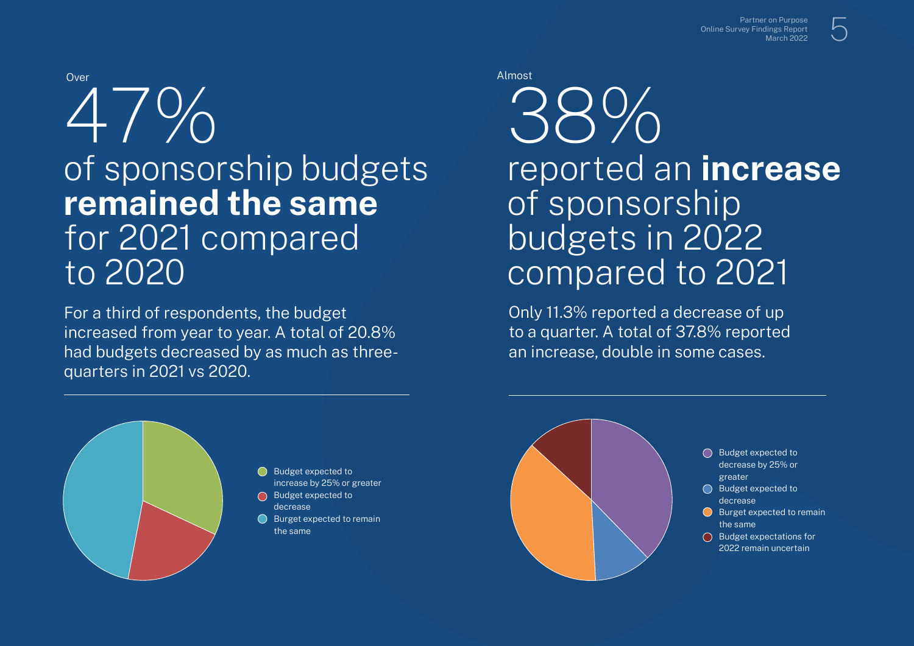Over

# 47%

## of sponsorship budgets **remained the same** for 2021 compared to 2020

For a third of respondents, the budget increased from year to year. A total of 20.8% had budgets decreased by as much as three-quarters in 2021 vs 2020.

- Budget expected to increase by 25% or greater
- Budget expected to decrease
- Burget expected to remain the same

Almost

# 38%

## reported an **increase** of sponsorship budgets in 2022 compared to 2021

Only 11.3% reported a decrease of up to a quarter. A total of 37.8% reported an increase, double in some cases.

- Budget expected to decrease by 25% or greater
- Budget expected to decrease
- Burget expected to remain the same
- Budget expectations for 2022 remain uncertain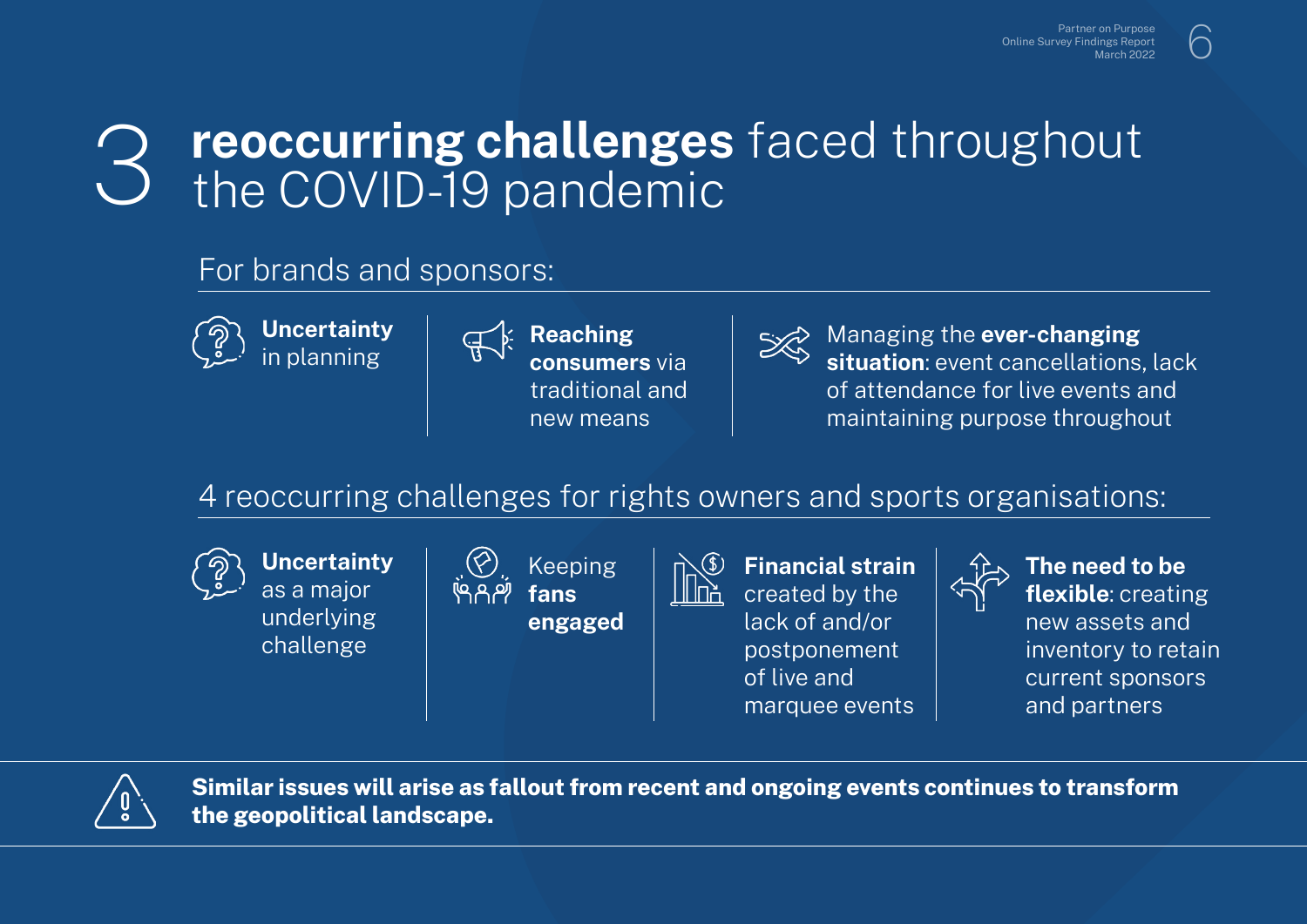# 3 **reoccurring challenges** faced throughout the COVID-19 pandemic

## For brands and sponsors:

- **Uncertainty** in planning
- **Reaching consumers** via traditional and new means
- Managing the **ever-changing situation**: event cancellations, lack of attendance for live events and maintaining purpose throughout

## 4 reoccurring challenges for rights owners and sports organisations:

- **Uncertainty** as a major underlying challenge
- Keeping **fans engaged**
- **Financial strain** created by the lack of and/or postponement of live and marquee events
- **The need to be flexible**: creating new assets and inventory to retain current sponsors and partners

**Similar issues will arise as fallout from recent and ongoing events continues to transform the geopolitical landscape.**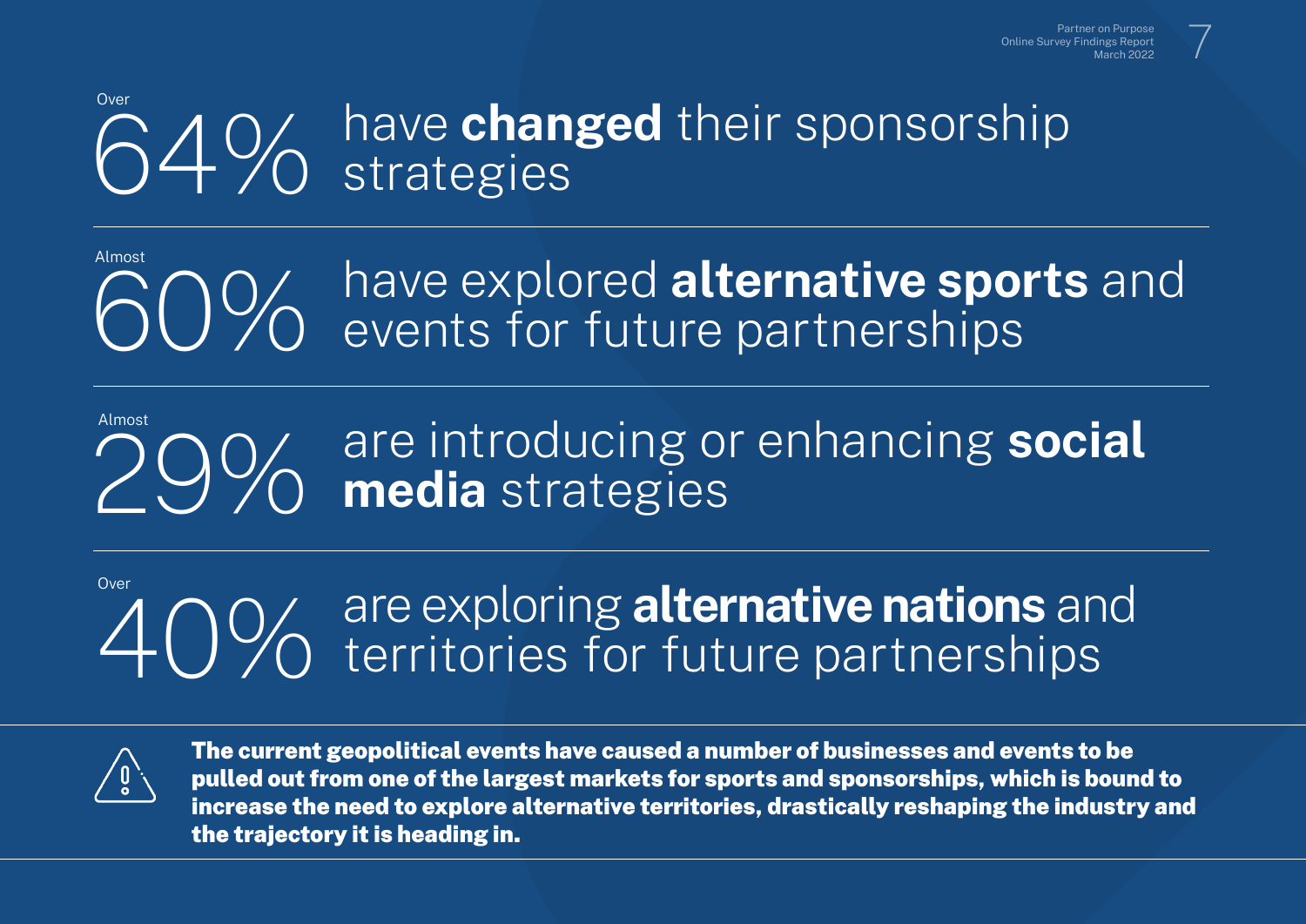Over

# 64% have **changed** their sponsorship strategies

---

Almost

# 60% have explored **alternative sports** and events for future partnerships

---

Almost

# 29% are introducing or enhancing **social media** strategies

---

Over

# 40% are exploring **alternative nations** and territories for future partnerships

---

**The current geopolitical events have caused a number of businesses and events to be pulled out from one of the largest markets for sports and sponsorships, which is bound to increase the need to explore alternative territories, drastically reshaping the industry and the trajectory it is heading in.**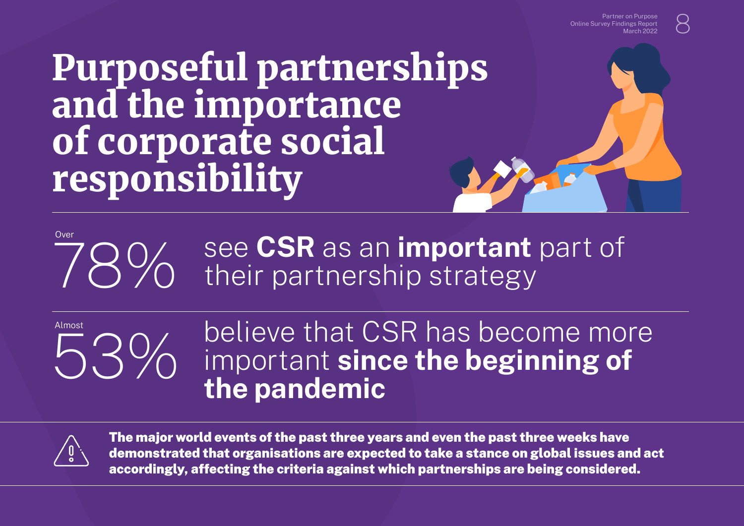# Purposeful partnerships and the importance of corporate social responsibility

Over **78%** see **CSR** as an **important** part of their partnership strategy

Almost **53%** believe that CSR has become more important **since the beginning of the pandemic**

**The major world events of the past three years and even the past three weeks have demonstrated that organisations are expected to take a stance on global issues and act accordingly, affecting the criteria against which partnerships are being considered.**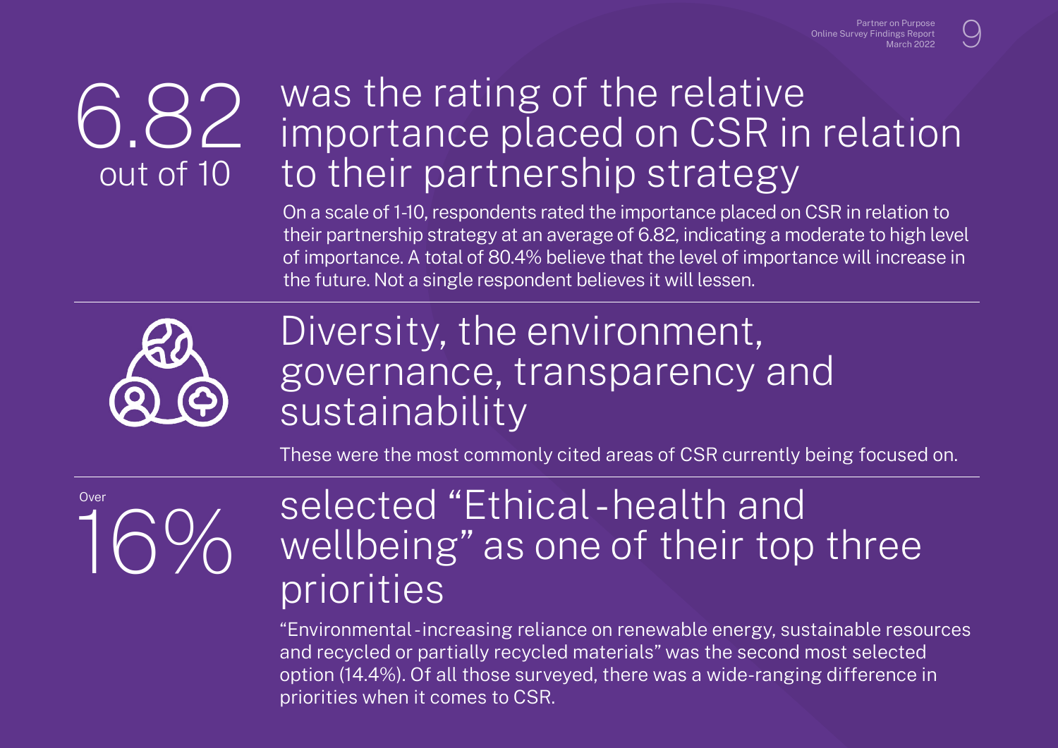## 6.82 out of 10 was the rating of the relative importance placed on CSR in relation to their partnership strategy

On a scale of 1-10, respondents rated the importance placed on CSR in relation to their partnership strategy at an average of 6.82, indicating a moderate to high level of importance. A total of 80.4% believe that the level of importance will increase in the future. Not a single respondent believes it will lessen.

## Diversity, the environment, governance, transparency and sustainability

These were the most commonly cited areas of CSR currently being focused on.

## Over 16% selected "Ethical - health and wellbeing" as one of their top three priorities

"Environmental - increasing reliance on renewable energy, sustainable resources and recycled or partially recycled materials" was the second most selected option (14.4%). Of all those surveyed, there was a wide-ranging difference in priorities when it comes to CSR.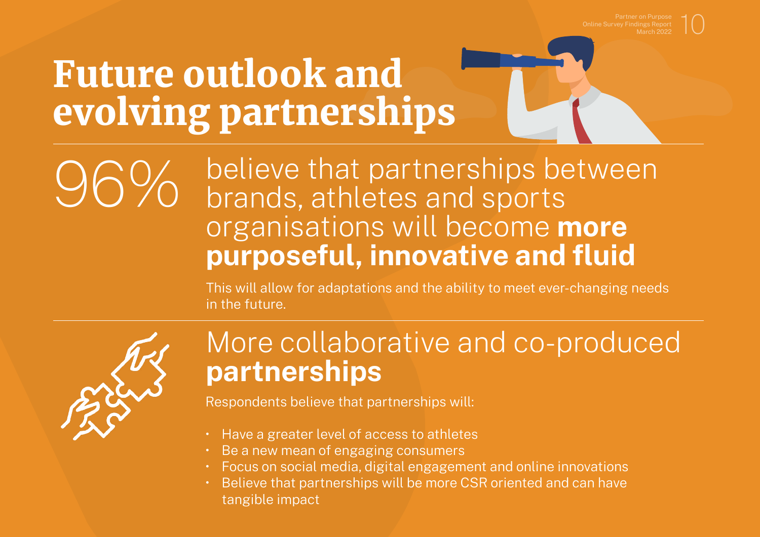# Future outlook and evolving partnerships

96% believe that partnerships between brands, athletes and sports organisations will become **more purposeful, innovative and fluid**

This will allow for adaptations and the ability to meet ever-changing needs in the future.

## More collaborative and co-produced **partnerships**

Respondents believe that partnerships will:

- Have a greater level of access to athletes
- Be a new mean of engaging consumers
- Focus on social media, digital engagement and online innovations
- Believe that partnerships will be more CSR oriented and can have tangible impact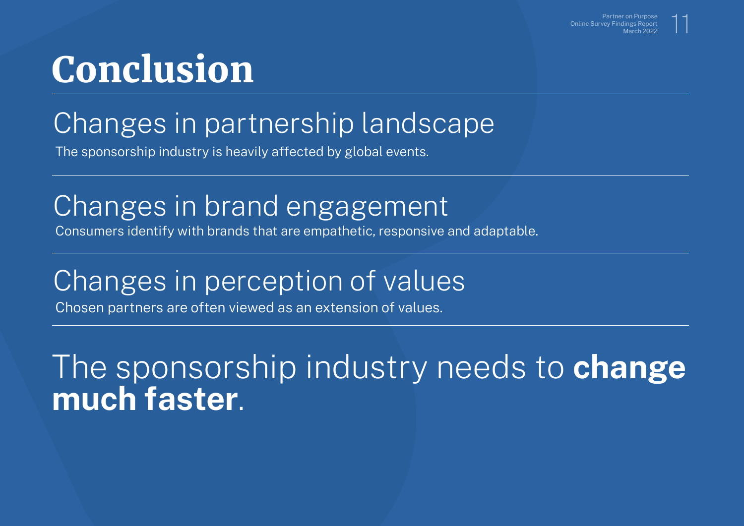# Conclusion

## Changes in partnership landscape

The sponsorship industry is heavily affected by global events.

## Changes in brand engagement

Consumers identify with brands that are empathetic, responsive and adaptable.

## Changes in perception of values

Chosen partners are often viewed as an extension of values.

The sponsorship industry needs to **change much faster**.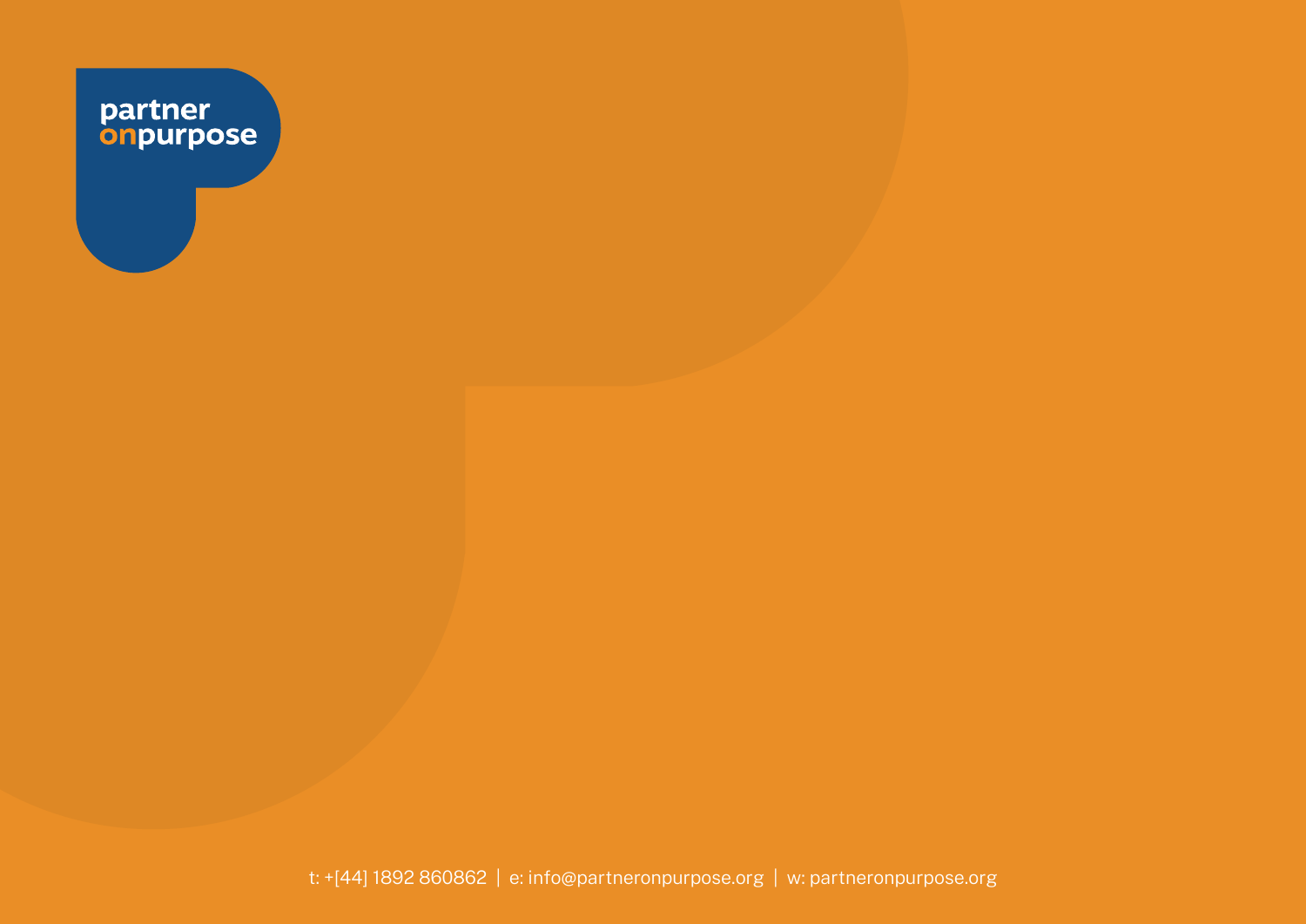partner
onpurpose

t: +[44] 1892 860862 | e: info@partneronpurpose.org | w: partneronpurpose.org